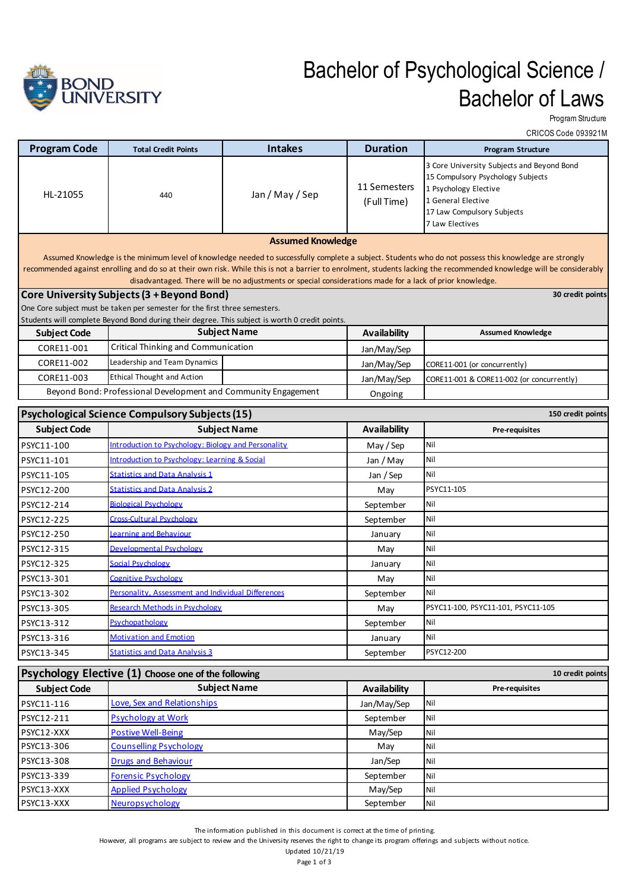# Bachelor of Psychological Science / Bachelor of Laws

Program Structure

CRICOS Code 093921M

| Program Code | Total Credit Points | Intakes | Duration | Program Structure |
|---|---|---|---|---|
| HL-21055 | 440 | Jan / May / Sep | 11 Semesters (Full Time) | 3 Core University Subjects and Beyond Bond<br>15 Compulsory Psychology Subjects<br>1 Psychology Elective<br>1 General Elective<br>17 Law Compulsory Subjects<br>7 Law Electives |

## Assumed Knowledge

Assumed Knowledge is the minimum level of knowledge needed to successfully complete a subject. Students who do not possess this knowledge are strongly recommended against enrolling and do so at their own risk. While this is not a barrier to enrolment, students lacking the recommended knowledge will be considerably disadvantaged. There will be no adjustments or special considerations made for a lack of prior knowledge.

## Core University Subjects (3 + Beyond Bond)

**30 credit points**

One Core subject must be taken per semester for the first three semesters.
Students will complete Beyond Bond during their degree. This subject is worth 0 credit points.

| Subject Code | Subject Name | Availability | Assumed Knowledge |
|---|---|---|---|
| CORE11-001 | Critical Thinking and Communication | Jan/May/Sep | |
| CORE11-002 | Leadership and Team Dynamics | Jan/May/Sep | CORE11-001 (or concurrently) |
| CORE11-003 | Ethical Thought and Action | Jan/May/Sep | CORE11-001 & CORE11-002 (or concurrently) |
| Beyond Bond: Professional Development and Community Engagement | | Ongoing | |

## Psychological Science Compulsory Subjects (15)

**150 credit points**

| Subject Code | Subject Name | Availability | Pre-requisites |
|---|---|---|---|
| PSYC11-100 | Introduction to Psychology: Biology and Personality | May / Sep | Nil |
| PSYC11-101 | Introduction to Psychology: Learning & Social | Jan / May | Nil |
| PSYC11-105 | Statistics and Data Analysis 1 | Jan / Sep | Nil |
| PSYC12-200 | Statistics and Data Analysis 2 | May | PSYC11-105 |
| PSYC12-214 | Biological Psychology | September | Nil |
| PSYC12-225 | Cross-Cultural Psychology | September | Nil |
| PSYC12-250 | Learning and Behaviour | January | Nil |
| PSYC12-315 | Developmental Psychology | May | Nil |
| PSYC12-325 | Social Psychology | January | Nil |
| PSYC13-301 | Cognitive Psychology | May | Nil |
| PSYC13-302 | Personality, Assessment and Individual Differences | September | Nil |
| PSYC13-305 | Research Methods in Psychology | May | PSYC11-100, PSYC11-101, PSYC11-105 |
| PSYC13-312 | Psychopathology | September | Nil |
| PSYC13-316 | Motivation and Emotion | January | Nil |
| PSYC13-345 | Statistics and Data Analysis 3 | September | PSYC12-200 |

## Psychology Elective (1) Choose one of the following

**10 credit points**

| Subject Code | Subject Name | Availability | Pre-requisites |
|---|---|---|---|
| PSYC11-116 | Love, Sex and Relationships | Jan/May/Sep | Nil |
| PSYC12-211 | Psychology at Work | September | Nil |
| PSYC12-XXX | Postive Well-Being | May/Sep | Nil |
| PSYC13-306 | Counselling Psychology | May | Nil |
| PSYC13-308 | Drugs and Behaviour | Jan/Sep | Nil |
| PSYC13-339 | Forensic Psychology | September | Nil |
| PSYC13-XXX | Applied Psychology | May/Sep | Nil |
| PSYC13-XXX | Neuropsychology | September | Nil |

The information published in this document is correct at the time of printing.
However, all programs are subject to review and the University reserves the right to change its program offerings and subjects without notice.
Updated 10/21/19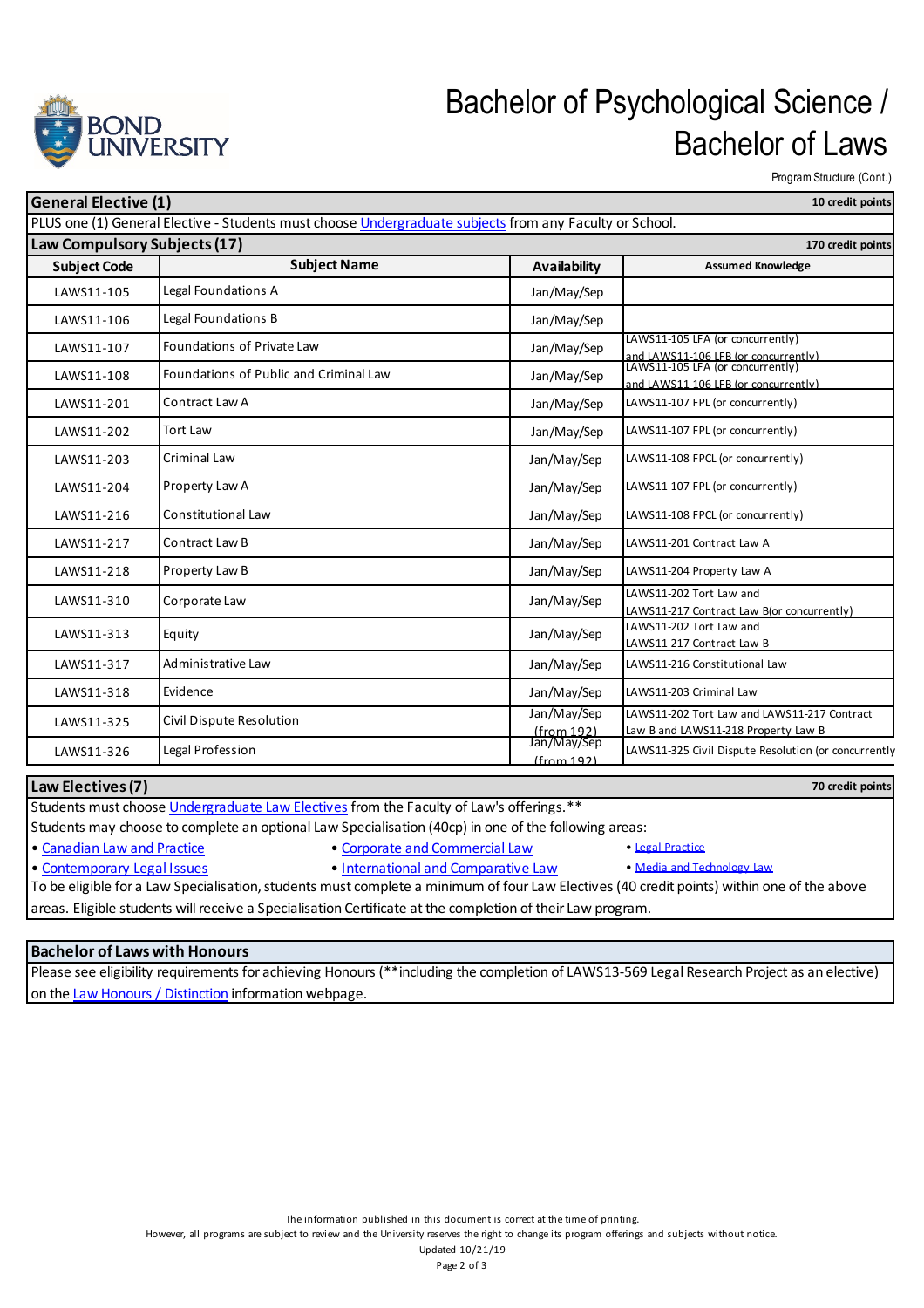# Bachelor of Psychological Science / Bachelor of Laws

Program Structure (Cont.)

## General Elective (1)

**10 credit points**

PLUS one (1) General Elective - Students must choose Undergraduate subjects from any Faculty or School.

## Law Compulsory Subjects (17)

**170 credit points**

| Subject Code | Subject Name | Availability | Assumed Knowledge |
|---|---|---|---|
| LAWS11-105 | Legal Foundations A | Jan/May/Sep | |
| LAWS11-106 | Legal Foundations B | Jan/May/Sep | |
| LAWS11-107 | Foundations of Private Law | Jan/May/Sep | LAWS11-105 LFA (or concurrently) and LAWS11-106 LFB (or concurrently) |
| LAWS11-108 | Foundations of Public and Criminal Law | Jan/May/Sep | LAWS11-105 LFA (or concurrently) and LAWS11-106 LFB (or concurrently) |
| LAWS11-201 | Contract Law A | Jan/May/Sep | LAWS11-107 FPL (or concurrently) |
| LAWS11-202 | Tort Law | Jan/May/Sep | LAWS11-107 FPL (or concurrently) |
| LAWS11-203 | Criminal Law | Jan/May/Sep | LAWS11-108 FPCL (or concurrently) |
| LAWS11-204 | Property Law A | Jan/May/Sep | LAWS11-107 FPL (or concurrently) |
| LAWS11-216 | Constitutional Law | Jan/May/Sep | LAWS11-108 FPCL (or concurrently) |
| LAWS11-217 | Contract Law B | Jan/May/Sep | LAWS11-201 Contract Law A |
| LAWS11-218 | Property Law B | Jan/May/Sep | LAWS11-204 Property Law A |
| LAWS11-310 | Corporate Law | Jan/May/Sep | LAWS11-202 Tort Law and LAWS11-217 Contract Law B(or concurrently) |
| LAWS11-313 | Equity | Jan/May/Sep | LAWS11-202 Tort Law and LAWS11-217 Contract Law B |
| LAWS11-317 | Administrative Law | Jan/May/Sep | LAWS11-216 Constitutional Law |
| LAWS11-318 | Evidence | Jan/May/Sep | LAWS11-203 Criminal Law |
| LAWS11-325 | Civil Dispute Resolution | Jan/May/Sep (from 192) | LAWS11-202 Tort Law and LAWS11-217 Contract Law B and LAWS11-218 Property Law B |
| LAWS11-326 | Legal Profession | Jan/May/Sep (from 192) | LAWS11-325 Civil Dispute Resolution (or concurrently |

## Law Electives (7)

**70 credit points**

Students must choose Undergraduate Law Electives from the Faculty of Law's offerings.**

Students may choose to complete an optional Law Specialisation (40cp) in one of the following areas:

- Canadian Law and Practice
- Corporate and Commercial Law
- Legal Practice
- Contemporary Legal Issues
- International and Comparative Law
- Media and Technology Law

To be eligible for a Law Specialisation, students must complete a minimum of four Law Electives (40 credit points) within one of the above areas. Eligible students will receive a Specialisation Certificate at the completion of their Law program.

## Bachelor of Laws with Honours

Please see eligibility requirements for achieving Honours (**including the completion of LAWS13-569 Legal Research Project as an elective) on the Law Honours / Distinction information webpage.

The information published in this document is correct at the time of printing.
However, all programs are subject to review and the University reserves the right to change its program offerings and subjects without notice.
Updated 10/21/19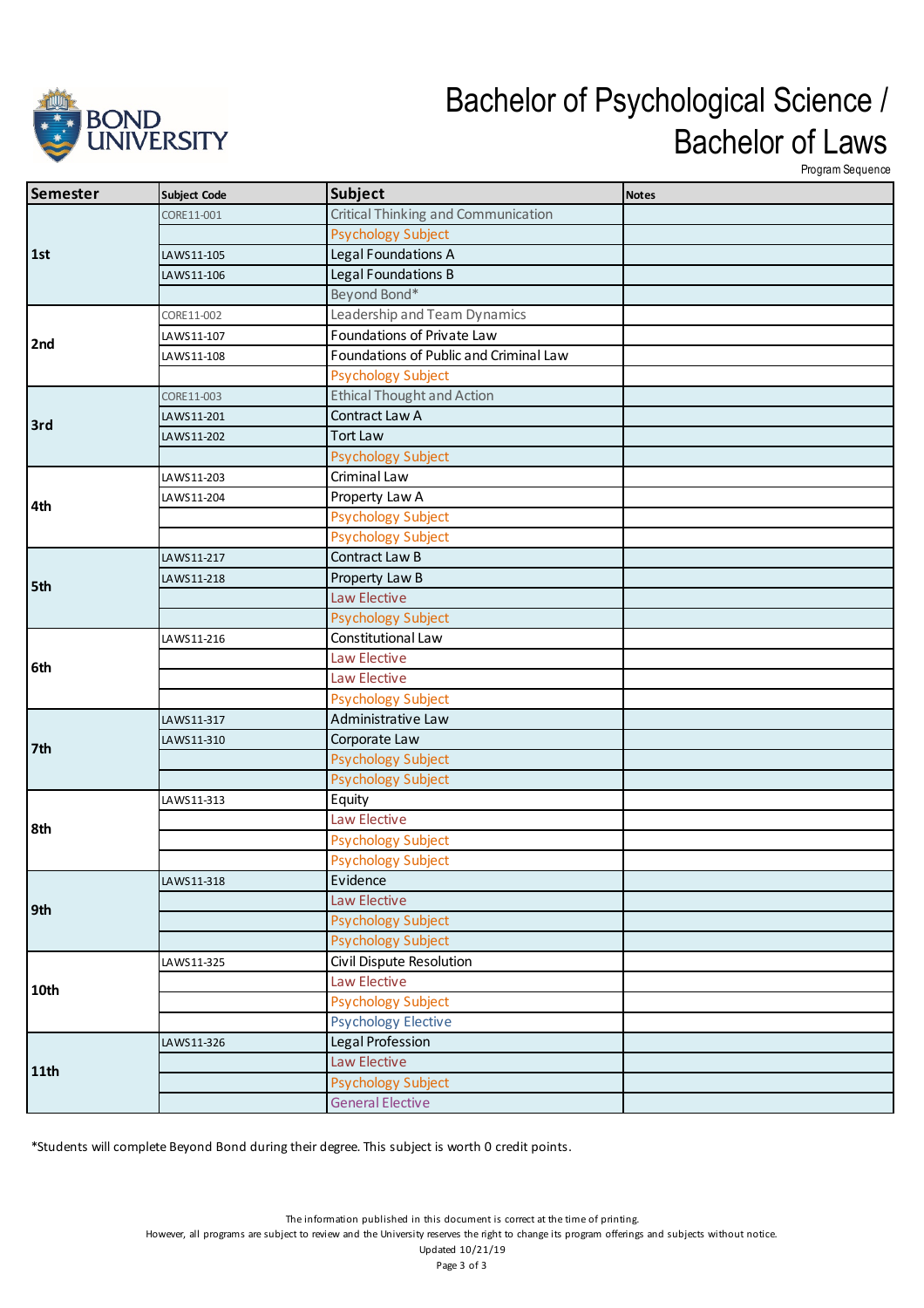Bond University

# Bachelor of Psychological Science / Bachelor of Laws

Program Sequence

| Semester | Subject Code | Subject | Notes |
|---|---|---|---|
| 1st | CORE11-001 | Critical Thinking and Communication | |
| | | Psychology Subject | |
| | LAWS11-105 | Legal Foundations A | |
| | LAWS11-106 | Legal Foundations B | |
| | | Beyond Bond* | |
| 2nd | CORE11-002 | Leadership and Team Dynamics | |
| | LAWS11-107 | Foundations of Private Law | |
| | LAWS11-108 | Foundations of Public and Criminal Law | |
| | | Psychology Subject | |
| 3rd | CORE11-003 | Ethical Thought and Action | |
| | LAWS11-201 | Contract Law A | |
| | LAWS11-202 | Tort Law | |
| | | Psychology Subject | |
| 4th | LAWS11-203 | Criminal Law | |
| | LAWS11-204 | Property Law A | |
| | | Psychology Subject | |
| | | Psychology Subject | |
| 5th | LAWS11-217 | Contract Law B | |
| | LAWS11-218 | Property Law B | |
| | | Law Elective | |
| | | Psychology Subject | |
| 6th | LAWS11-216 | Constitutional Law | |
| | | Law Elective | |
| | | Law Elective | |
| | | Psychology Subject | |
| 7th | LAWS11-317 | Administrative Law | |
| | LAWS11-310 | Corporate Law | |
| | | Psychology Subject | |
| | | Psychology Subject | |
| 8th | LAWS11-313 | Equity | |
| | | Law Elective | |
| | | Psychology Subject | |
| | | Psychology Subject | |
| 9th | LAWS11-318 | Evidence | |
| | | Law Elective | |
| | | Psychology Subject | |
| | | Psychology Subject | |
| 10th | LAWS11-325 | Civil Dispute Resolution | |
| | | Law Elective | |
| | | Psychology Subject | |
| | | Psychology Elective | |
| 11th | LAWS11-326 | Legal Profession | |
| | | Law Elective | |
| | | Psychology Subject | |
| | | General Elective | |

*Students will complete Beyond Bond during their degree. This subject is worth 0 credit points.

The information published in this document is correct at the time of printing.
However, all programs are subject to review and the University reserves the right to change its program offerings and subjects without notice.
Updated 10/21/19